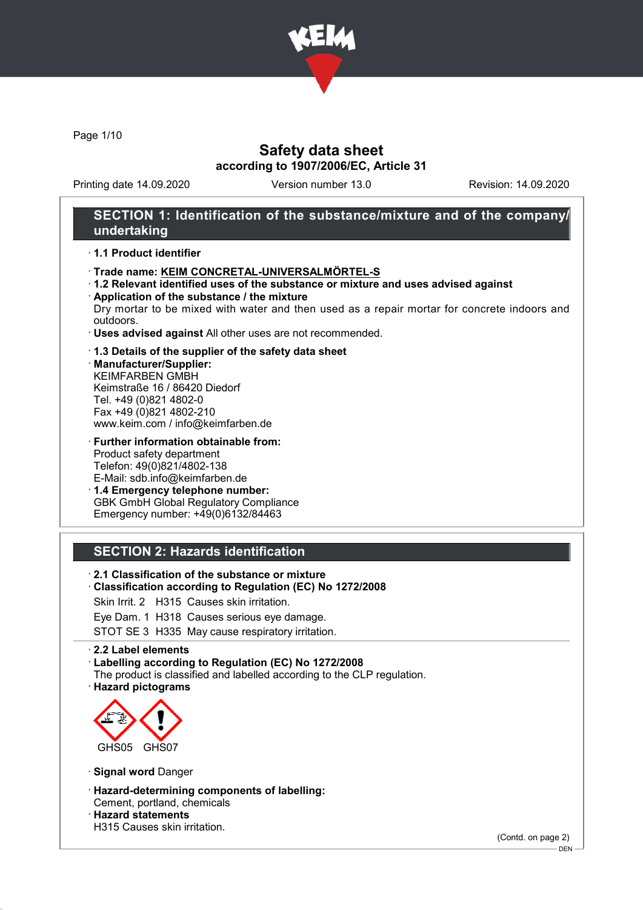# Safety data sheet
**according to 1907/2006/EC, Article 31**

Printing date 14.09.2020 | Version number 13.0 | Revision: 14.09.2020

## SECTION 1: Identification of the substance/mixture and of the company/undertaking

· **1.1 Product identifier**

· **Trade name: KEIM CONCRETAL-UNIVERSALMÖRTEL-S**

· **1.2 Relevant identified uses of the substance or mixture and uses advised against**

· **Application of the substance / the mixture**
Dry mortar to be mixed with water and then used as a repair mortar for concrete indoors and outdoors.

· **Uses advised against** All other uses are not recommended.

· **1.3 Details of the supplier of the safety data sheet**

· **Manufacturer/Supplier:**
KEIMFARBEN GMBH
Keimstraße 16 / 86420 Diedorf
Tel. +49 (0)821 4802-0
Fax +49 (0)821 4802-210
www.keim.com / info@keimfarben.de

· **Further information obtainable from:**
Product safety department
Telefon: 49(0)821/4802-138
E-Mail: sdb.info@keimfarben.de

· **1.4 Emergency telephone number:**
GBK GmbH Global Regulatory Compliance
Emergency number: +49(0)6132/84463

## SECTION 2: Hazards identification

· **2.1 Classification of the substance or mixture**

· **Classification according to Regulation (EC) No 1272/2008**

Skin Irrit. 2 H315 Causes skin irritation.

Eye Dam. 1 H318 Causes serious eye damage.

STOT SE 3 H335 May cause respiratory irritation.

· **2.2 Label elements**

· **Labelling according to Regulation (EC) No 1272/2008**
The product is classified and labelled according to the CLP regulation.

· **Hazard pictograms**

GHS05 GHS07

· **Signal word** Danger

· **Hazard-determining components of labelling:**
Cement, portland, chemicals

· **Hazard statements**
H315 Causes skin irritation.

(Contd. on page 2)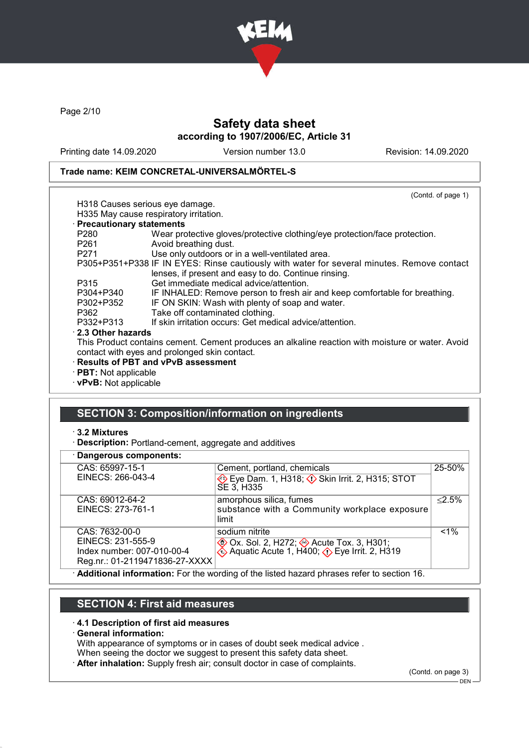# Safety data sheet

**according to 1907/2006/EC, Article 31**

Printing date 14.09.2020 | Version number 13.0 | Revision: 14.09.2020

**Trade name: KEIM CONCRETAL-UNIVERSALMÖRTEL-S**

(Contd. of page 1)

H318 Causes serious eye damage.
H335 May cause respiratory irritation.

· **Precautionary statements**

| | |
|---|---|
| P280 | Wear protective gloves/protective clothing/eye protection/face protection. |
| P261 | Avoid breathing dust. |
| P271 | Use only outdoors or in a well-ventilated area. |
| P305+P351+P338 | IF IN EYES: Rinse cautiously with water for several minutes. Remove contact lenses, if present and easy to do. Continue rinsing. |
| P315 | Get immediate medical advice/attention. |
| P304+P340 | IF INHALED: Remove person to fresh air and keep comfortable for breathing. |
| P302+P352 | IF ON SKIN: Wash with plenty of soap and water. |
| P362 | Take off contaminated clothing. |
| P332+P313 | If skin irritation occurs: Get medical advice/attention. |

· **2.3 Other hazards**

This Product contains cement. Cement produces an alkaline reaction with moisture or water. Avoid contact with eyes and prolonged skin contact.

· **Results of PBT and vPvB assessment**
· **PBT:** Not applicable
· **vPvB:** Not applicable

## SECTION 3: Composition/information on ingredients

· **3.2 Mixtures**
· **Description:** Portland-cement, aggregate and additives

· **Dangerous components:**

| | | |
|---|---|---|
| CAS: 65997-15-1<br>EINECS: 266-043-4 | Cement, portland, chemicals<br>Eye Dam. 1, H318; Skin Irrit. 2, H315; STOT SE 3, H335 | 25-50% |
| CAS: 69012-64-2<br>EINECS: 273-761-1 | amorphous silica, fumes<br>substance with a Community workplace exposure limit | ≤2.5% |
| CAS: 7632-00-0<br>EINECS: 231-555-9<br>Index number: 007-010-00-4<br>Reg.nr.: 01-2119471836-27-XXXX | sodium nitrite<br>Ox. Sol. 2, H272; Acute Tox. 3, H301; Aquatic Acute 1, H400; Eye Irrit. 2, H319 | <1% |

· **Additional information:** For the wording of the listed hazard phrases refer to section 16.

## SECTION 4: First aid measures

· **4.1 Description of first aid measures**

· **General information:**

With appearance of symptoms or in cases of doubt seek medical advice .
When seeing the doctor we suggest to present this safety data sheet.

· **After inhalation:** Supply fresh air; consult doctor in case of complaints.

(Contd. on page 3)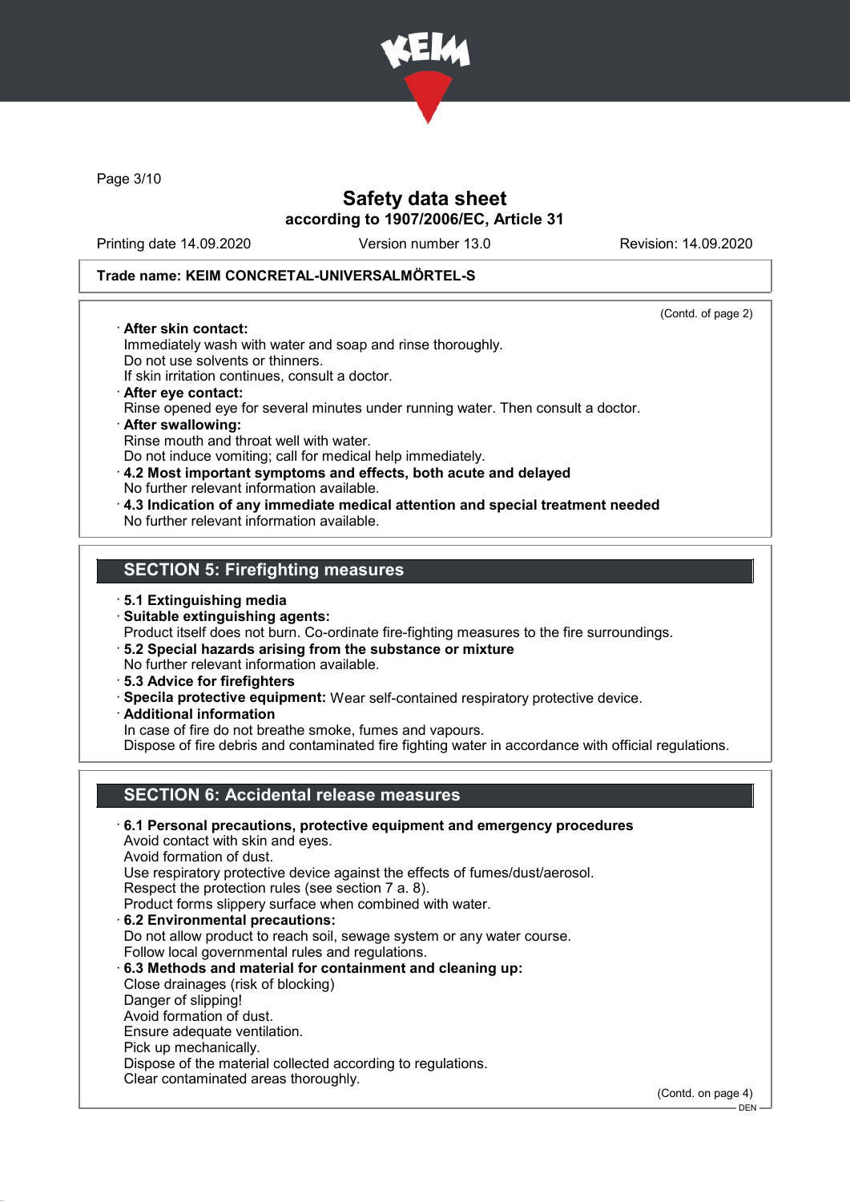Safety data sheet
according to 1907/2006/EC, Article 31

Printing date 14.09.2020 Version number 13.0 Revision: 14.09.2020

**Trade name: KEIM CONCRETAL-UNIVERSALMÖRTEL-S**

(Contd. of page 2)

· **After skin contact:**
Immediately wash with water and soap and rinse thoroughly.
Do not use solvents or thinners.
If skin irritation continues, consult a doctor.

· **After eye contact:**
Rinse opened eye for several minutes under running water. Then consult a doctor.

· **After swallowing:**
Rinse mouth and throat well with water.
Do not induce vomiting; call for medical help immediately.

· **4.2 Most important symptoms and effects, both acute and delayed**
No further relevant information available.

· **4.3 Indication of any immediate medical attention and special treatment needed**
No further relevant information available.

## SECTION 5: Firefighting measures

· **5.1 Extinguishing media**

· **Suitable extinguishing agents:**
Product itself does not burn. Co-ordinate fire-fighting measures to the fire surroundings.

· **5.2 Special hazards arising from the substance or mixture**
No further relevant information available.

· **5.3 Advice for firefighters**

· **Specila protective equipment:** Wear self-contained respiratory protective device.

· **Additional information**
In case of fire do not breathe smoke, fumes and vapours.
Dispose of fire debris and contaminated fire fighting water in accordance with official regulations.

## SECTION 6: Accidental release measures

· **6.1 Personal precautions, protective equipment and emergency procedures**
Avoid contact with skin and eyes.
Avoid formation of dust.
Use respiratory protective device against the effects of fumes/dust/aerosol.
Respect the protection rules (see section 7 a. 8).
Product forms slippery surface when combined with water.

· **6.2 Environmental precautions:**
Do not allow product to reach soil, sewage system or any water course.
Follow local governmental rules and regulations.

· **6.3 Methods and material for containment and cleaning up:**
Close drainages (risk of blocking)
Danger of slipping!
Avoid formation of dust.
Ensure adequate ventilation.
Pick up mechanically.
Dispose of the material collected according to regulations.
Clear contaminated areas thoroughly.

(Contd. on page 4)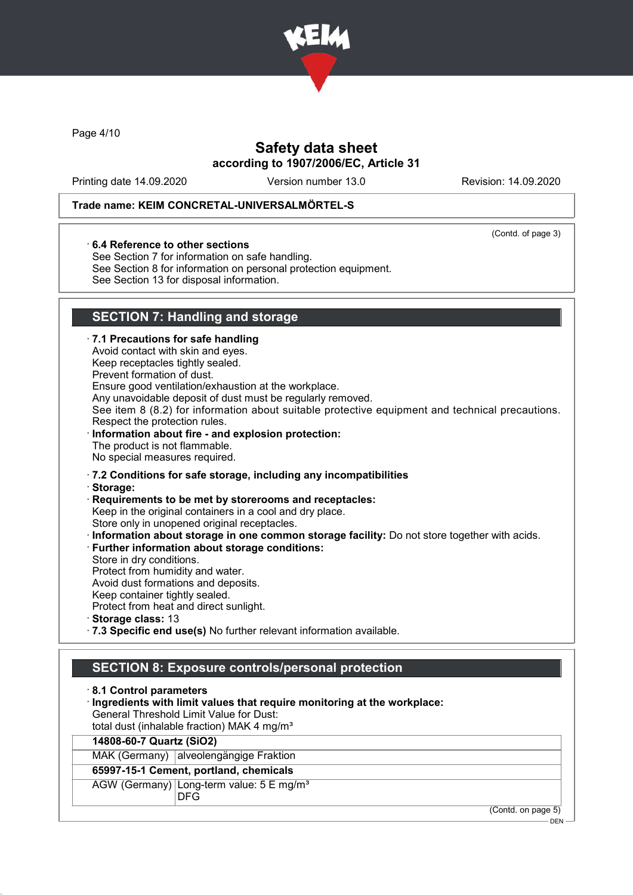Trade name: KEIM CONCRETAL-UNIVERSALMÖRTEL-S

(Contd. of page 3)

· **6.4 Reference to other sections**
See Section 7 for information on safe handling.
See Section 8 for information on personal protection equipment.
See Section 13 for disposal information.

## SECTION 7: Handling and storage

· **7.1 Precautions for safe handling**
Avoid contact with skin and eyes.
Keep receptacles tightly sealed.
Prevent formation of dust.
Ensure good ventilation/exhaustion at the workplace.
Any unavoidable deposit of dust must be regularly removed.
See item 8 (8.2) for information about suitable protective equipment and technical precautions.
Respect the protection rules.

· **Information about fire - and explosion protection:**
The product is not flammable.
No special measures required.

· **7.2 Conditions for safe storage, including any incompatibilities**

· **Storage:**

· **Requirements to be met by storerooms and receptacles:**
Keep in the original containers in a cool and dry place.
Store only in unopened original receptacles.

· **Information about storage in one common storage facility:** Do not store together with acids.

· **Further information about storage conditions:**
Store in dry conditions.
Protect from humidity and water.
Avoid dust formations and deposits.
Keep container tightly sealed.
Protect from heat and direct sunlight.

· **Storage class:** 13

· **7.3 Specific end use(s)** No further relevant information available.

## SECTION 8: Exposure controls/personal protection

· **8.1 Control parameters**

· **Ingredients with limit values that require monitoring at the workplace:**
General Threshold Limit Value for Dust:
total dust (inhalable fraction) MAK 4 mg/m³

| **14808-60-7 Quartz ($SiO_2$)** | |
|---|---|
| MAK (Germany) | alveolengängige Fraktion |
| **65997-15-1 Cement, portland, chemicals** | |
| AGW (Germany) | Long-term value: 5 E mg/m³<br>DFG |

(Contd. on page 5)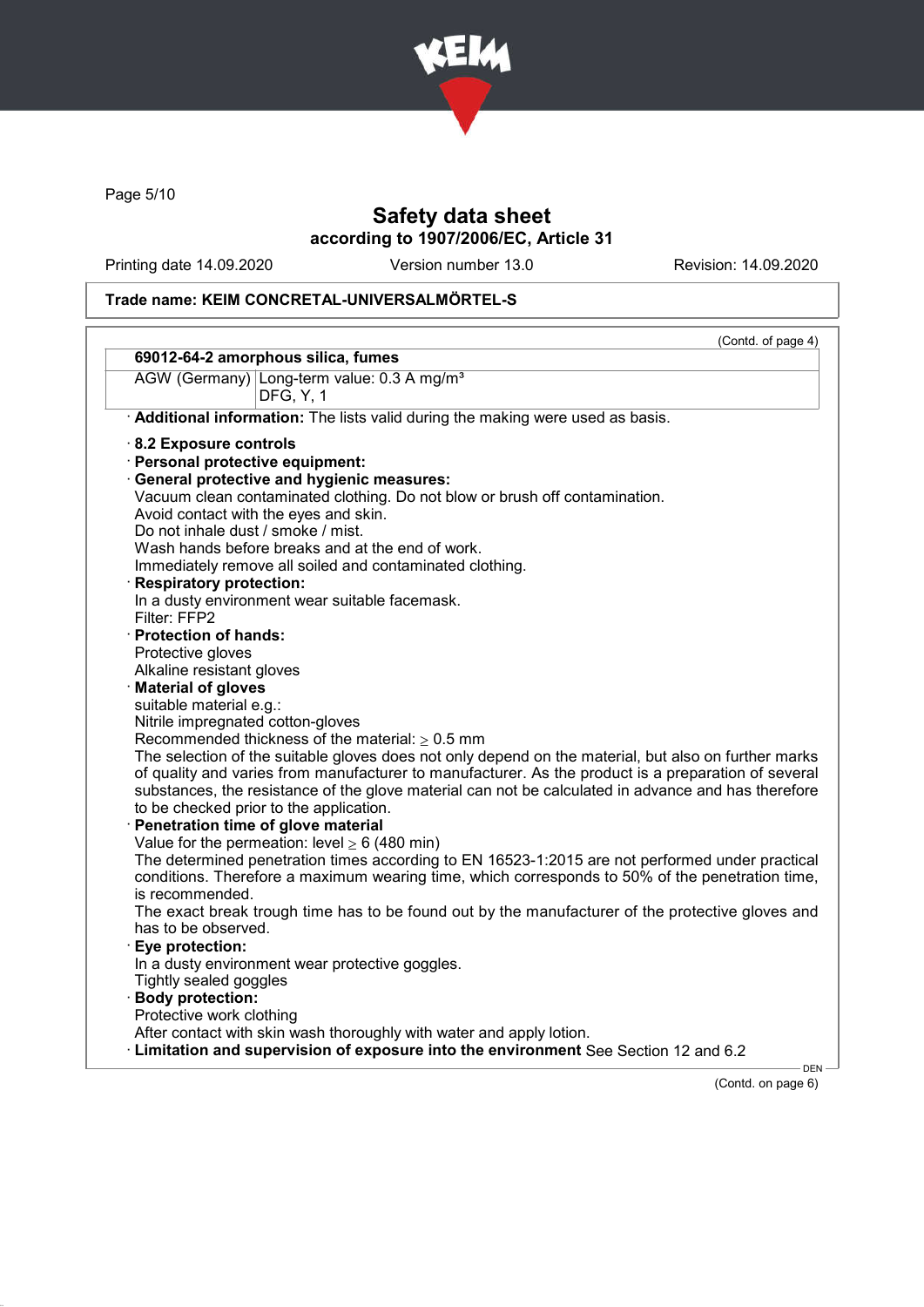(Contd. of page 4)

| 69012-64-2 amorphous silica, fumes | |
|---|---|
| AGW (Germany) | Long-term value: 0.3 A mg/m³<br>DFG, Y, 1 |

· **Additional information:** The lists valid during the making were used as basis.

· **8.2 Exposure controls**
· **Personal protective equipment:**
· **General protective and hygienic measures:**
Vacuum clean contaminated clothing. Do not blow or brush off contamination.
Avoid contact with the eyes and skin.
Do not inhale dust / smoke / mist.
Wash hands before breaks and at the end of work.
Immediately remove all soiled and contaminated clothing.
· **Respiratory protection:**
In a dusty environment wear suitable facemask.
Filter: FFP2
· **Protection of hands:**
Protective gloves
Alkaline resistant gloves
· **Material of gloves**
suitable material e.g.:
Nitrile impregnated cotton-gloves
Recommended thickness of the material: $\geq$ 0.5 mm
The selection of the suitable gloves does not only depend on the material, but also on further marks of quality and varies from manufacturer to manufacturer. As the product is a preparation of several substances, the resistance of the glove material can not be calculated in advance and has therefore to be checked prior to the application.
· **Penetration time of glove material**
Value for the permeation: level $\geq$ 6 (480 min)
The determined penetration times according to EN 16523-1:2015 are not performed under practical conditions. Therefore a maximum wearing time, which corresponds to 50% of the penetration time, is recommended.
The exact break trough time has to be found out by the manufacturer of the protective gloves and has to be observed.
· **Eye protection:**
In a dusty environment wear protective goggles.
Tightly sealed goggles
· **Body protection:**
Protective work clothing
After contact with skin wash thoroughly with water and apply lotion.
· **Limitation and supervision of exposure into the environment** See Section 12 and 6.2

(Contd. on page 6)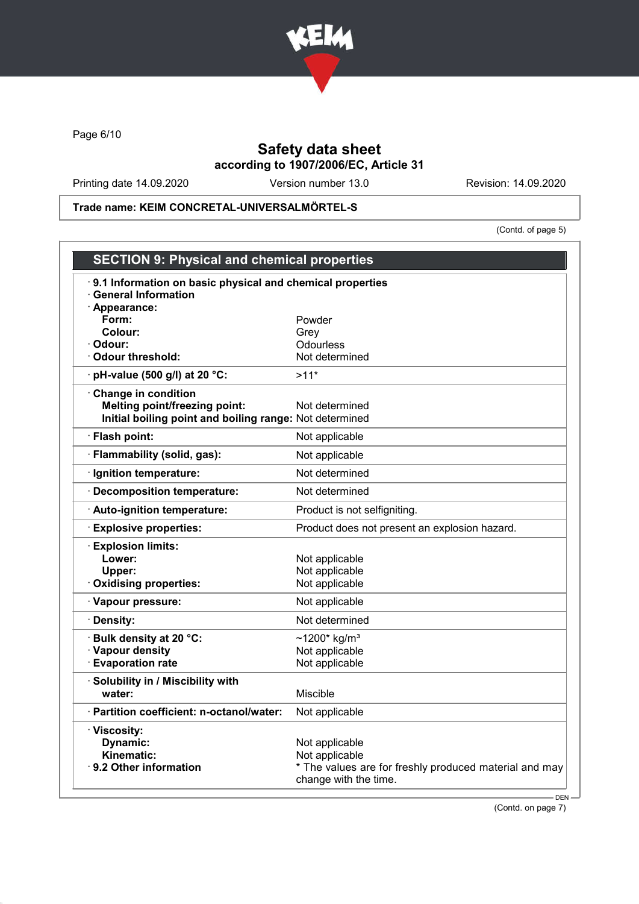Page 6/10

# Safety data sheet
## according to 1907/2006/EC, Article 31

Printing date 14.09.2020 Version number 13.0 Revision: 14.09.2020

**Trade name: KEIM CONCRETAL-UNIVERSALMÖRTEL-S**

(Contd. of page 5)

## SECTION 9: Physical and chemical properties

| Property | Value |
|---|---|
| **· 9.1 Information on basic physical and chemical properties** | |
| **· General Information** | |
| **· Appearance:** | |
| **Form:** | Powder |
| **Colour:** | Grey |
| **· Odour:** | Odourless |
| **· Odour threshold:** | Not determined |
| **· pH-value (500 g/l) at 20 °C:** | >11* |
| **· Change in condition** | |
| **Melting point/freezing point:** | Not determined |
| **Initial boiling point and boiling range:** | Not determined |
| **· Flash point:** | Not applicable |
| **· Flammability (solid, gas):** | Not applicable |
| **· Ignition temperature:** | Not determined |
| **· Decomposition temperature:** | Not determined |
| **· Auto-ignition temperature:** | Product is not selfigniting. |
| **· Explosive properties:** | Product does not present an explosion hazard. |
| **· Explosion limits:** | |
| **Lower:** | Not applicable |
| **Upper:** | Not applicable |
| **· Oxidising properties:** | Not applicable |
| **· Vapour pressure:** | Not applicable |
| **· Density:** | Not determined |
| **· Bulk density at 20 °C:** | ~1200* kg/m³ |
| **· Vapour density** | Not applicable |
| **· Evaporation rate** | Not applicable |
| **· Solubility in / Miscibility with water:** | Miscible |
| **· Partition coefficient: n-octanol/water:** | Not applicable |
| **· Viscosity:** | |
| **Dynamic:** | Not applicable |
| **Kinematic:** | Not applicable |
| **· 9.2 Other information** | * The values are for freshly produced material and may change with the time. |

(Contd. on page 7)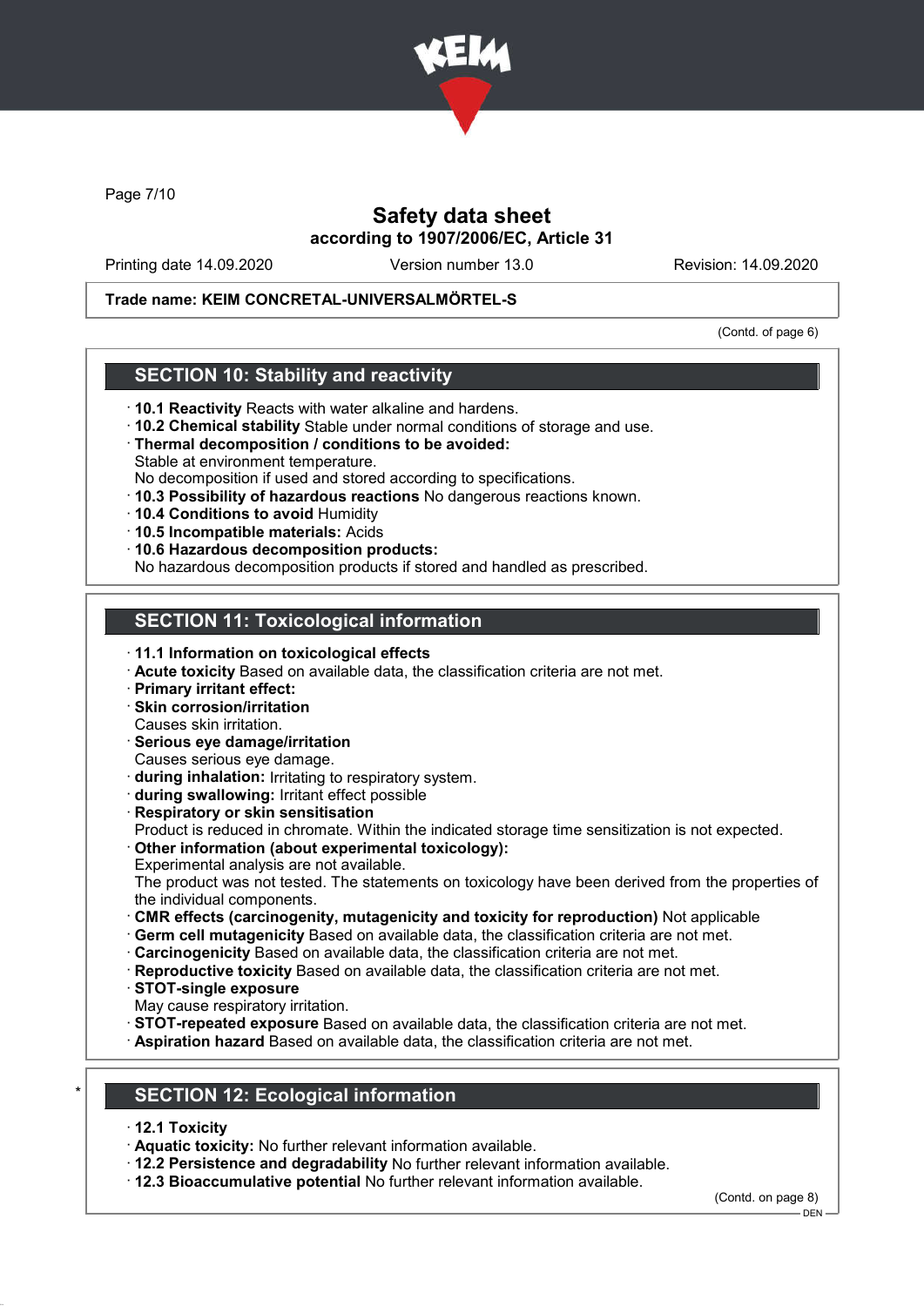Trade name: KEIM CONCRETAL-UNIVERSALMÖRTEL-S

(Contd. of page 6)

## SECTION 10: Stability and reactivity

- **10.1 Reactivity** Reacts with water alkaline and hardens.
- **10.2 Chemical stability** Stable under normal conditions of storage and use.
- **Thermal decomposition / conditions to be avoided:**
  Stable at environment temperature.
  No decomposition if used and stored according to specifications.
- **10.3 Possibility of hazardous reactions** No dangerous reactions known.
- **10.4 Conditions to avoid** Humidity
- **10.5 Incompatible materials:** Acids
- **10.6 Hazardous decomposition products:**
  No hazardous decomposition products if stored and handled as prescribed.

## SECTION 11: Toxicological information

- **11.1 Information on toxicological effects**
- **Acute toxicity** Based on available data, the classification criteria are not met.
- **Primary irritant effect:**
- **Skin corrosion/irritation**
  Causes skin irritation.
- **Serious eye damage/irritation**
  Causes serious eye damage.
- **during inhalation:** Irritating to respiratory system.
- **during swallowing:** Irritant effect possible
- **Respiratory or skin sensitisation**
  Product is reduced in chromate. Within the indicated storage time sensitization is not expected.
- **Other information (about experimental toxicology):**
  Experimental analysis are not available.
  The product was not tested. The statements on toxicology have been derived from the properties of the individual components.
- **CMR effects (carcinogenity, mutagenicity and toxicity for reproduction)** Not applicable
- **Germ cell mutagenicity** Based on available data, the classification criteria are not met.
- **Carcinogenicity** Based on available data, the classification criteria are not met.
- **Reproductive toxicity** Based on available data, the classification criteria are not met.
- **STOT-single exposure**
  May cause respiratory irritation.
- **STOT-repeated exposure** Based on available data, the classification criteria are not met.
- **Aspiration hazard** Based on available data, the classification criteria are not met.

## * SECTION 12: Ecological information

- **12.1 Toxicity**
- **Aquatic toxicity:** No further relevant information available.
- **12.2 Persistence and degradability** No further relevant information available.
- **12.3 Bioaccumulative potential** No further relevant information available.

(Contd. on page 8)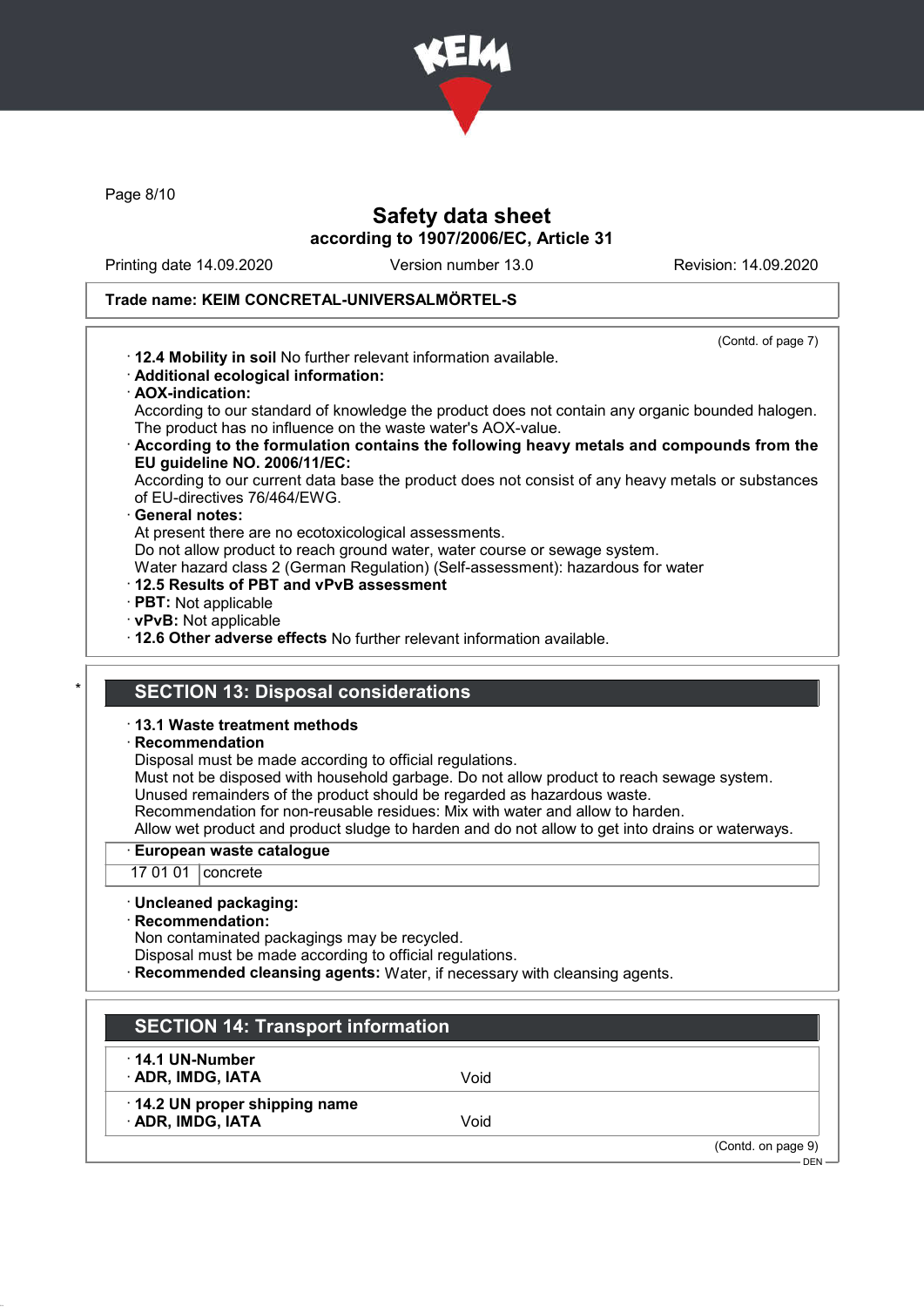**Trade name: KEIM CONCRETAL-UNIVERSALMÖRTEL-S**

(Contd. of page 7)

· **12.4 Mobility in soil** No further relevant information available.
· **Additional ecological information:**
· **AOX-indication:**
According to our standard of knowledge the product does not contain any organic bounded halogen. The product has no influence on the waste water's AOX-value.
· **According to the formulation contains the following heavy metals and compounds from the EU guideline NO. 2006/11/EC:**
According to our current data base the product does not consist of any heavy metals or substances of EU-directives 76/464/EWG.
· **General notes:**
At present there are no ecotoxicological assessments.
Do not allow product to reach ground water, water course or sewage system.
Water hazard class 2 (German Regulation) (Self-assessment): hazardous for water
· **12.5 Results of PBT and vPvB assessment**
· **PBT:** Not applicable
· **vPvB:** Not applicable
· **12.6 Other adverse effects** No further relevant information available.

## * SECTION 13: Disposal considerations

· **13.1 Waste treatment methods**
· **Recommendation**
Disposal must be made according to official regulations.
Must not be disposed with household garbage. Do not allow product to reach sewage system.
Unused remainders of the product should be regarded as hazardous waste.
Recommendation for non-reusable residues: Mix with water and allow to harden.
Allow wet product and product sludge to harden and do not allow to get into drains or waterways.

| · European waste catalogue | |
|---|---|
| 17 01 01 | concrete |

· **Uncleaned packaging:**
· **Recommendation:**
Non contaminated packagings may be recycled.
Disposal must be made according to official regulations.
· **Recommended cleansing agents:** Water, if necessary with cleansing agents.

## SECTION 14: Transport information

| | |
|---|---|
| · **14.1 UN-Number** | |
| · **ADR, IMDG, IATA** | Void |
| · **14.2 UN proper shipping name** | |
| · **ADR, IMDG, IATA** | Void |

(Contd. on page 9)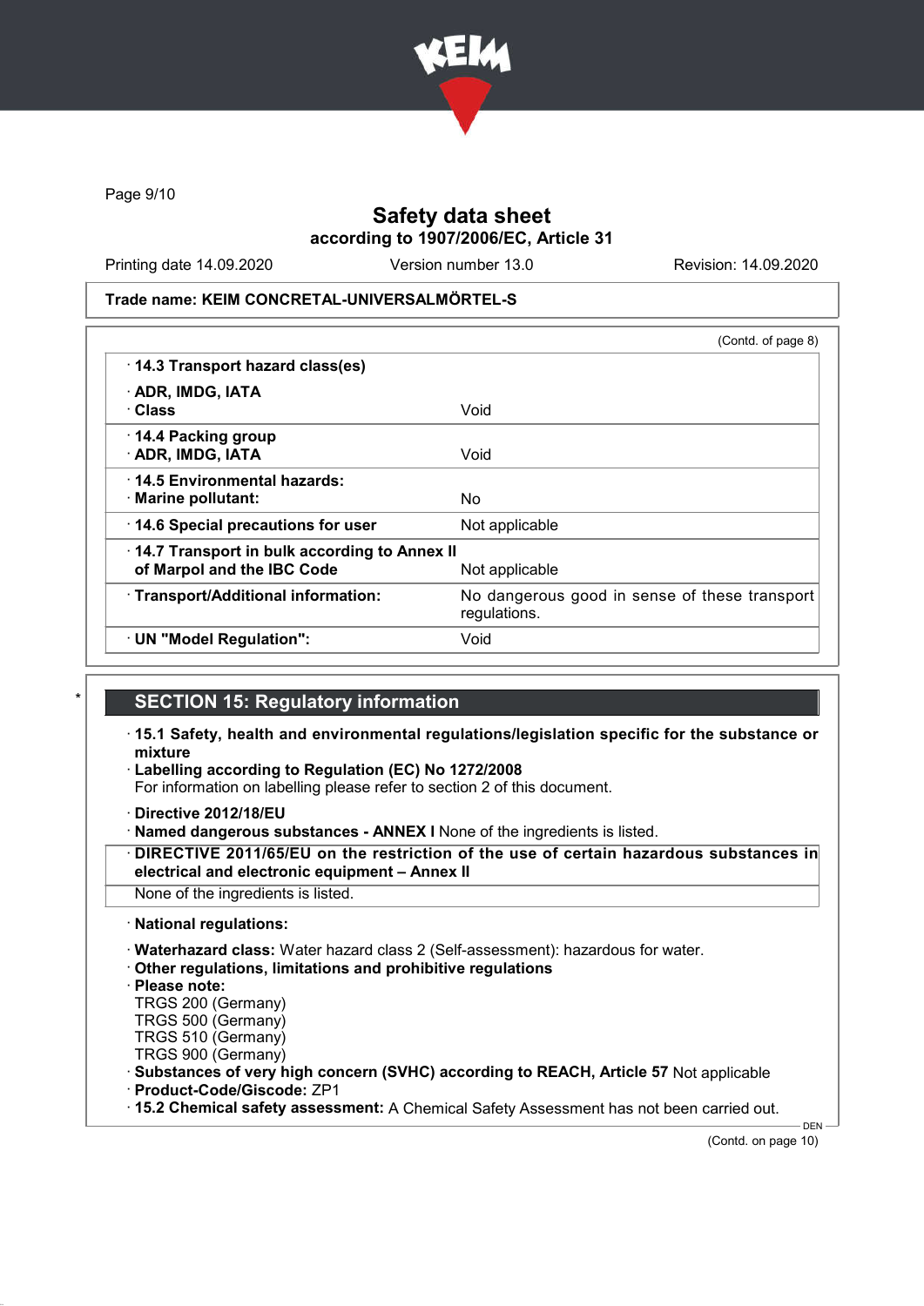Safety data sheet
according to 1907/2006/EC, Article 31

Printing date 14.09.2020 | Version number 13.0 | Revision: 14.09.2020

**Trade name: KEIM CONCRETAL-UNIVERSALMÖRTEL-S**

(Contd. of page 8)

| | |
|---|---|
| · **14.3 Transport hazard class(es)** | |
| · **ADR, IMDG, IATA** · **Class** | Void |
| · **14.4 Packing group** · **ADR, IMDG, IATA** | Void |
| · **14.5 Environmental hazards:** · **Marine pollutant:** | No |
| · **14.6 Special precautions for user** | Not applicable |
| · **14.7 Transport in bulk according to Annex II of Marpol and the IBC Code** | Not applicable |
| · **Transport/Additional information:** | No dangerous good in sense of these transport regulations. |
| · **UN "Model Regulation":** | Void |

## SECTION 15: Regulatory information

· **15.1 Safety, health and environmental regulations/legislation specific for the substance or mixture**
· **Labelling according to Regulation (EC) No 1272/2008**
For information on labelling please refer to section 2 of this document.

· **Directive 2012/18/EU**
· **Named dangerous substances - ANNEX I** None of the ingredients is listed.
· **DIRECTIVE 2011/65/EU on the restriction of the use of certain hazardous substances in electrical and electronic equipment – Annex II**
None of the ingredients is listed.

· **National regulations:**

· **Waterhazard class:** Water hazard class 2 (Self-assessment): hazardous for water.
· **Other regulations, limitations and prohibitive regulations**
· **Please note:**
TRGS 200 (Germany)
TRGS 500 (Germany)
TRGS 510 (Germany)
TRGS 900 (Germany)
· **Substances of very high concern (SVHC) according to REACH, Article 57** Not applicable
· **Product-Code/Giscode:** ZP1
· **15.2 Chemical safety assessment:** A Chemical Safety Assessment has not been carried out.

(Contd. on page 10)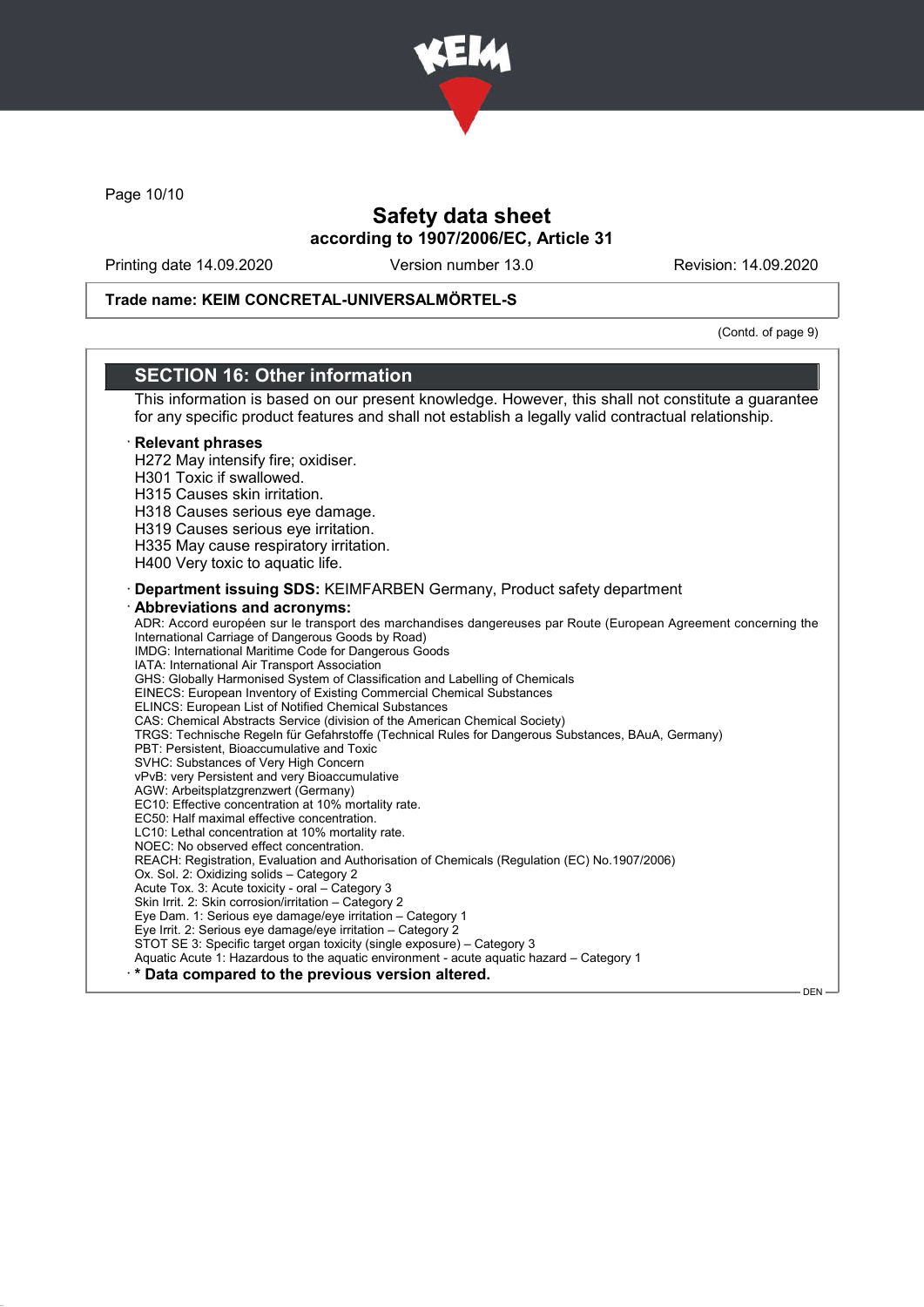# Safety data sheet
## according to 1907/2006/EC, Article 31

Printing date 14.09.2020 Version number 13.0 Revision: 14.09.2020

**Trade name: KEIM CONCRETAL-UNIVERSALMÖRTEL-S**

(Contd. of page 9)

## SECTION 16: Other information

This information is based on our present knowledge. However, this shall not constitute a guarantee for any specific product features and shall not establish a legally valid contractual relationship.

· **Relevant phrases**
H272 May intensify fire; oxidiser.
H301 Toxic if swallowed.
H315 Causes skin irritation.
H318 Causes serious eye damage.
H319 Causes serious eye irritation.
H335 May cause respiratory irritation.
H400 Very toxic to aquatic life.

· **Department issuing SDS:** KEIMFARBEN Germany, Product safety department
· **Abbreviations and acronyms:**
ADR: Accord européen sur le transport des marchandises dangereuses par Route (European Agreement concerning the International Carriage of Dangerous Goods by Road)
IMDG: International Maritime Code for Dangerous Goods
IATA: International Air Transport Association
GHS: Globally Harmonised System of Classification and Labelling of Chemicals
EINECS: European Inventory of Existing Commercial Chemical Substances
ELINCS: European List of Notified Chemical Substances
CAS: Chemical Abstracts Service (division of the American Chemical Society)
TRGS: Technische Regeln für Gefahrstoffe (Technical Rules for Dangerous Substances, BAuA, Germany)
PBT: Persistent, Bioaccumulative and Toxic
SVHC: Substances of Very High Concern
vPvB: very Persistent and very Bioaccumulative
AGW: Arbeitsplatzgrenzwert (Germany)
EC10: Effective concentration at 10% mortality rate.
EC50: Half maximal effective concentration.
LC10: Lethal concentration at 10% mortality rate.
NOEC: No observed effect concentration.
REACH: Registration, Evaluation and Authorisation of Chemicals (Regulation (EC) No.1907/2006)
Ox. Sol. 2: Oxidizing solids – Category 2
Acute Tox. 3: Acute toxicity - oral – Category 3
Skin Irrit. 2: Skin corrosion/irritation – Category 2
Eye Dam. 1: Serious eye damage/eye irritation – Category 1
Eye Irrit. 2: Serious eye damage/eye irritation – Category 2
STOT SE 3: Specific target organ toxicity (single exposure) – Category 3
Aquatic Acute 1: Hazardous to the aquatic environment - acute aquatic hazard – Category 1

· **\* Data compared to the previous version altered.**